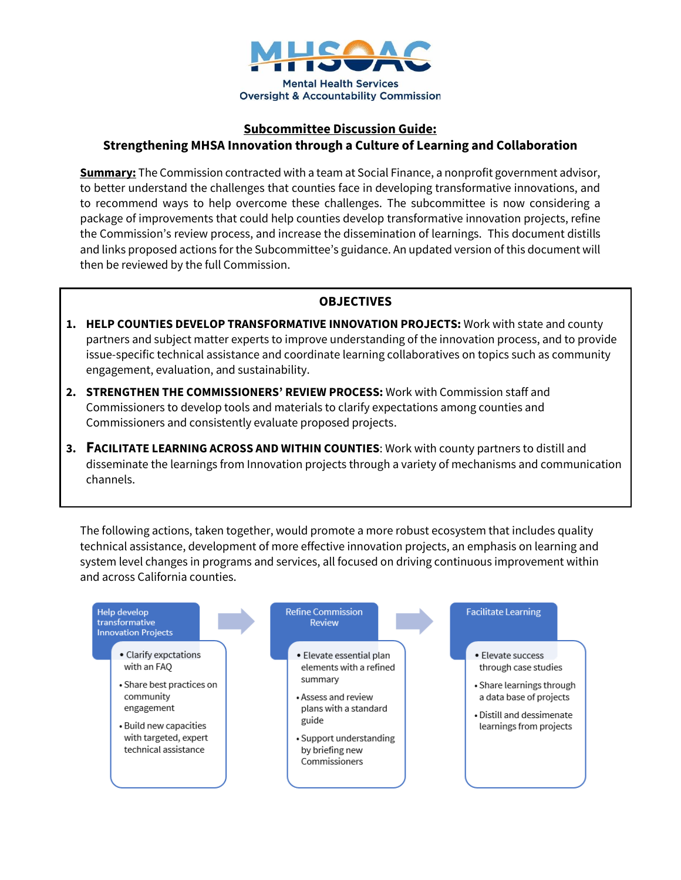MHSOAC

Mental Health Services Oversight & Accountability Commission

# Subcommittee Discussion Guide:
## Strengthening MHSA Innovation through a Culture of Learning and Collaboration

**Summary:** The Commission contracted with a team at Social Finance, a nonprofit government advisor, to better understand the challenges that counties face in developing transformative innovations, and to recommend ways to help overcome these challenges. The subcommittee is now considering a package of improvements that could help counties develop transformative innovation projects, refine the Commission's review process, and increase the dissemination of learnings. This document distills and links proposed actions for the Subcommittee's guidance. An updated version of this document will then be reviewed by the full Commission.

### OBJECTIVES

1. **HELP COUNTIES DEVELOP TRANSFORMATIVE INNOVATION PROJECTS:** Work with state and county partners and subject matter experts to improve understanding of the innovation process, and to provide issue-specific technical assistance and coordinate learning collaboratives on topics such as community engagement, evaluation, and sustainability.
2. **STRENGTHEN THE COMMISSIONERS' REVIEW PROCESS:** Work with Commission staff and Commissioners to develop tools and materials to clarify expectations among counties and Commissioners and consistently evaluate proposed projects.
3. **FACILITATE LEARNING ACROSS AND WITHIN COUNTIES**: Work with county partners to distill and disseminate the learnings from Innovation projects through a variety of mechanisms and communication channels.

The following actions, taken together, would promote a more robust ecosystem that includes quality technical assistance, development of more effective innovation projects, an emphasis on learning and system level changes in programs and services, all focused on driving continuous improvement within and across California counties.

**Help develop transformative Innovation Projects** →
- Clarify expctations with an FAQ
- Share best practices on community engagement
- Build new capacities with targeted, expert technical assistance

**Refine Commission Review** →
- Elevate essential plan elements with a refined summary
- Assess and review plans with a standard guide
- Support understanding by briefing new Commissioners

**Facilitate Learning**
- Elevate success through case studies
- Share learnings through a data base of projects
- Distill and dessiminate learnings from projects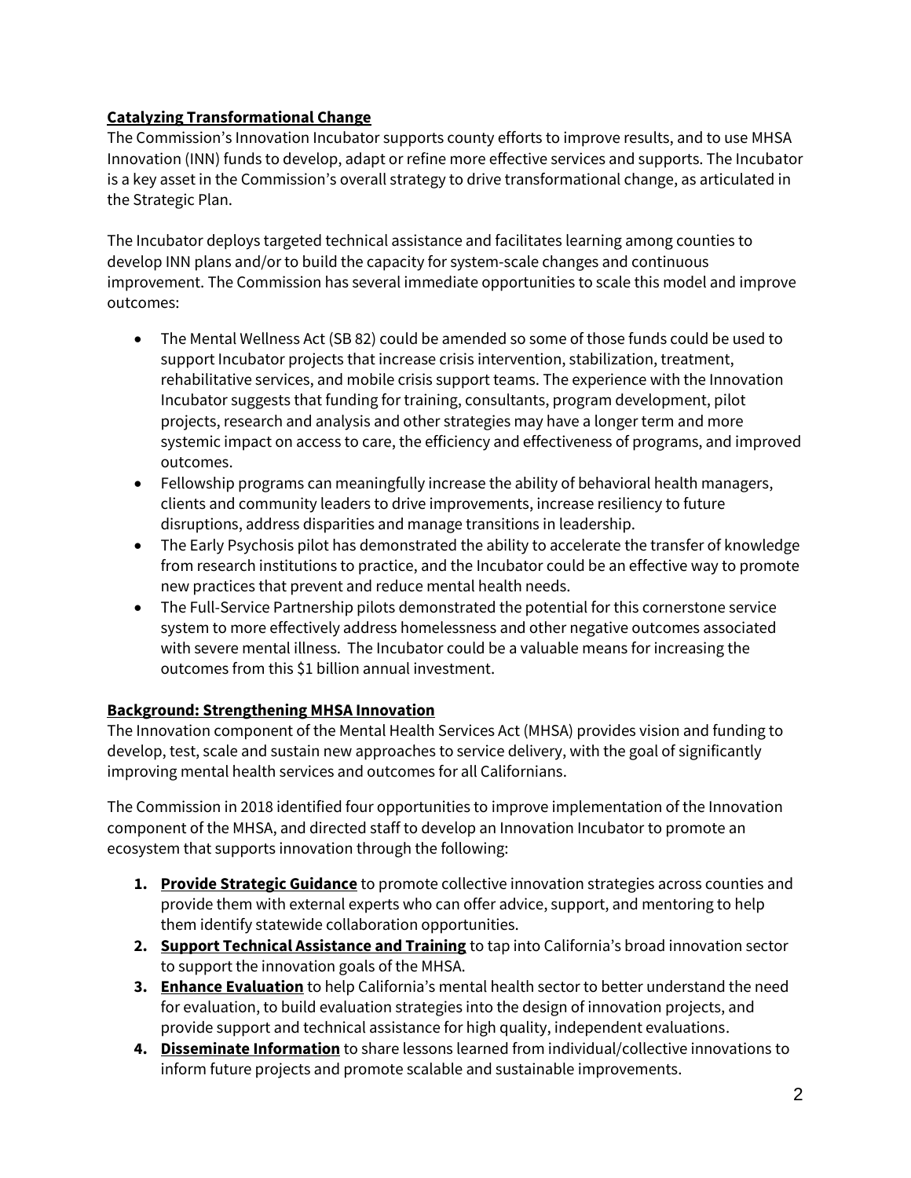**Catalyzing Transformational Change**

The Commission's Innovation Incubator supports county efforts to improve results, and to use MHSA Innovation (INN) funds to develop, adapt or refine more effective services and supports. The Incubator is a key asset in the Commission's overall strategy to drive transformational change, as articulated in the Strategic Plan.

The Incubator deploys targeted technical assistance and facilitates learning among counties to develop INN plans and/or to build the capacity for system-scale changes and continuous improvement. The Commission has several immediate opportunities to scale this model and improve outcomes:

- The Mental Wellness Act (SB 82) could be amended so some of those funds could be used to support Incubator projects that increase crisis intervention, stabilization, treatment, rehabilitative services, and mobile crisis support teams. The experience with the Innovation Incubator suggests that funding for training, consultants, program development, pilot projects, research and analysis and other strategies may have a longer term and more systemic impact on access to care, the efficiency and effectiveness of programs, and improved outcomes.
- Fellowship programs can meaningfully increase the ability of behavioral health managers, clients and community leaders to drive improvements, increase resiliency to future disruptions, address disparities and manage transitions in leadership.
- The Early Psychosis pilot has demonstrated the ability to accelerate the transfer of knowledge from research institutions to practice, and the Incubator could be an effective way to promote new practices that prevent and reduce mental health needs.
- The Full-Service Partnership pilots demonstrated the potential for this cornerstone service system to more effectively address homelessness and other negative outcomes associated with severe mental illness. The Incubator could be a valuable means for increasing the outcomes from this $1 billion annual investment.

**Background: Strengthening MHSA Innovation**

The Innovation component of the Mental Health Services Act (MHSA) provides vision and funding to develop, test, scale and sustain new approaches to service delivery, with the goal of significantly improving mental health services and outcomes for all Californians.

The Commission in 2018 identified four opportunities to improve implementation of the Innovation component of the MHSA, and directed staff to develop an Innovation Incubator to promote an ecosystem that supports innovation through the following:

1. **Provide Strategic Guidance** to promote collective innovation strategies across counties and provide them with external experts who can offer advice, support, and mentoring to help them identify statewide collaboration opportunities.
2. **Support Technical Assistance and Training** to tap into California's broad innovation sector to support the innovation goals of the MHSA.
3. **Enhance Evaluation** to help California's mental health sector to better understand the need for evaluation, to build evaluation strategies into the design of innovation projects, and provide support and technical assistance for high quality, independent evaluations.
4. **Disseminate Information** to share lessons learned from individual/collective innovations to inform future projects and promote scalable and sustainable improvements.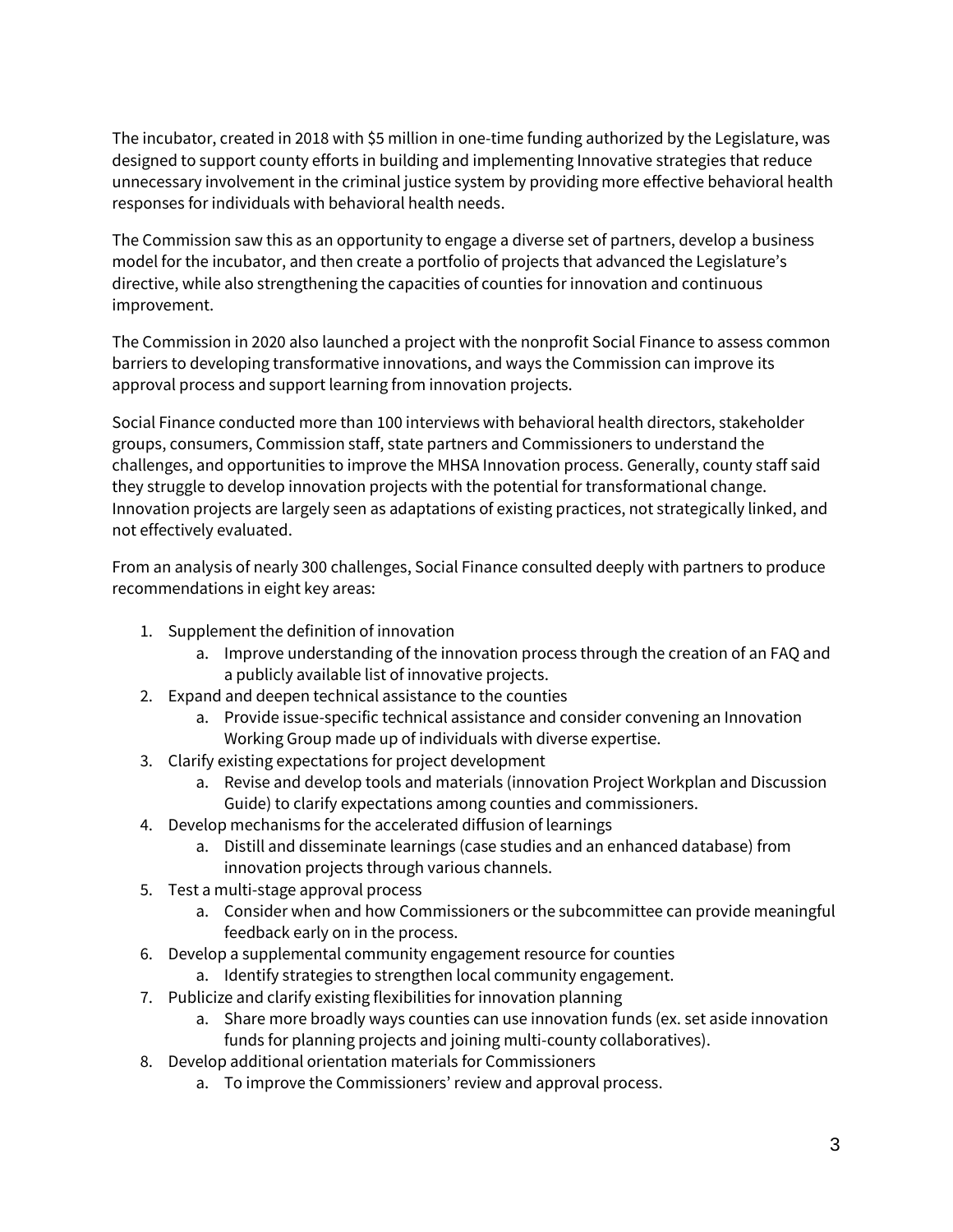The incubator, created in 2018 with $5 million in one-time funding authorized by the Legislature, was designed to support county efforts in building and implementing Innovative strategies that reduce unnecessary involvement in the criminal justice system by providing more effective behavioral health responses for individuals with behavioral health needs.

The Commission saw this as an opportunity to engage a diverse set of partners, develop a business model for the incubator, and then create a portfolio of projects that advanced the Legislature's directive, while also strengthening the capacities of counties for innovation and continuous improvement.

The Commission in 2020 also launched a project with the nonprofit Social Finance to assess common barriers to developing transformative innovations, and ways the Commission can improve its approval process and support learning from innovation projects.

Social Finance conducted more than 100 interviews with behavioral health directors, stakeholder groups, consumers, Commission staff, state partners and Commissioners to understand the challenges, and opportunities to improve the MHSA Innovation process. Generally, county staff said they struggle to develop innovation projects with the potential for transformational change. Innovation projects are largely seen as adaptations of existing practices, not strategically linked, and not effectively evaluated.

From an analysis of nearly 300 challenges, Social Finance consulted deeply with partners to produce recommendations in eight key areas:

1. Supplement the definition of innovation
    a. Improve understanding of the innovation process through the creation of an FAQ and a publicly available list of innovative projects.
2. Expand and deepen technical assistance to the counties
    a. Provide issue-specific technical assistance and consider convening an Innovation Working Group made up of individuals with diverse expertise.
3. Clarify existing expectations for project development
    a. Revise and develop tools and materials (innovation Project Workplan and Discussion Guide) to clarify expectations among counties and commissioners.
4. Develop mechanisms for the accelerated diffusion of learnings
    a. Distill and disseminate learnings (case studies and an enhanced database) from innovation projects through various channels.
5. Test a multi-stage approval process
    a. Consider when and how Commissioners or the subcommittee can provide meaningful feedback early on in the process.
6. Develop a supplemental community engagement resource for counties
    a. Identify strategies to strengthen local community engagement.
7. Publicize and clarify existing flexibilities for innovation planning
    a. Share more broadly ways counties can use innovation funds (ex. set aside innovation funds for planning projects and joining multi-county collaboratives).
8. Develop additional orientation materials for Commissioners
    a. To improve the Commissioners' review and approval process.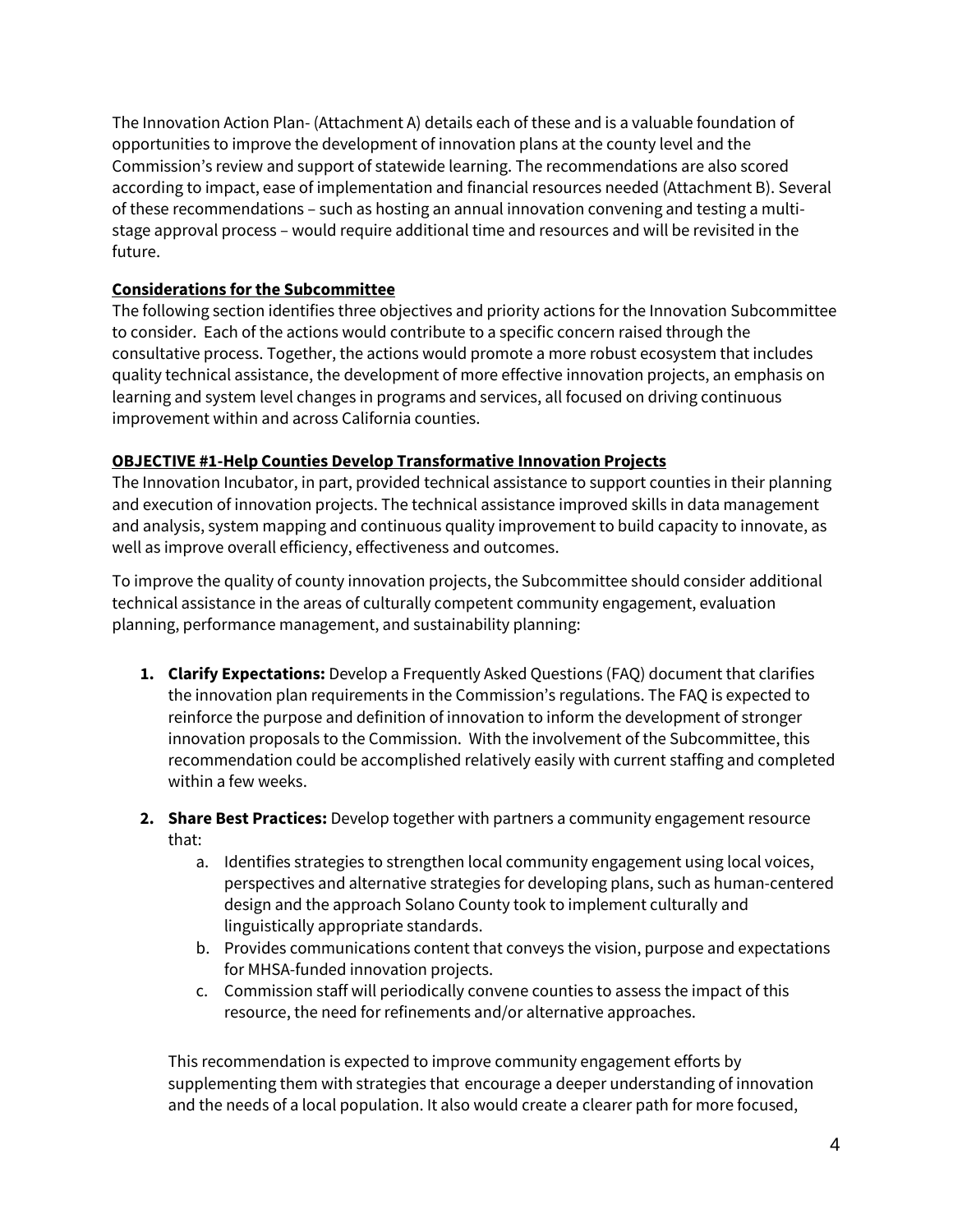The Innovation Action Plan- (Attachment A) details each of these and is a valuable foundation of opportunities to improve the development of innovation plans at the county level and the Commission's review and support of statewide learning. The recommendations are also scored according to impact, ease of implementation and financial resources needed (Attachment B). Several of these recommendations – such as hosting an annual innovation convening and testing a multi-stage approval process – would require additional time and resources and will be revisited in the future.

**Considerations for the Subcommittee**

The following section identifies three objectives and priority actions for the Innovation Subcommittee to consider. Each of the actions would contribute to a specific concern raised through the consultative process. Together, the actions would promote a more robust ecosystem that includes quality technical assistance, the development of more effective innovation projects, an emphasis on learning and system level changes in programs and services, all focused on driving continuous improvement within and across California counties.

**OBJECTIVE #1-Help Counties Develop Transformative Innovation Projects**

The Innovation Incubator, in part, provided technical assistance to support counties in their planning and execution of innovation projects. The technical assistance improved skills in data management and analysis, system mapping and continuous quality improvement to build capacity to innovate, as well as improve overall efficiency, effectiveness and outcomes.

To improve the quality of county innovation projects, the Subcommittee should consider additional technical assistance in the areas of culturally competent community engagement, evaluation planning, performance management, and sustainability planning:

1. **Clarify Expectations:** Develop a Frequently Asked Questions (FAQ) document that clarifies the innovation plan requirements in the Commission's regulations. The FAQ is expected to reinforce the purpose and definition of innovation to inform the development of stronger innovation proposals to the Commission. With the involvement of the Subcommittee, this recommendation could be accomplished relatively easily with current staffing and completed within a few weeks.

2. **Share Best Practices:** Develop together with partners a community engagement resource that:
   a. Identifies strategies to strengthen local community engagement using local voices, perspectives and alternative strategies for developing plans, such as human-centered design and the approach Solano County took to implement culturally and linguistically appropriate standards.
   b. Provides communications content that conveys the vision, purpose and expectations for MHSA-funded innovation projects.
   c. Commission staff will periodically convene counties to assess the impact of this resource, the need for refinements and/or alternative approaches.

   This recommendation is expected to improve community engagement efforts by supplementing them with strategies that encourage a deeper understanding of innovation and the needs of a local population. It also would create a clearer path for more focused,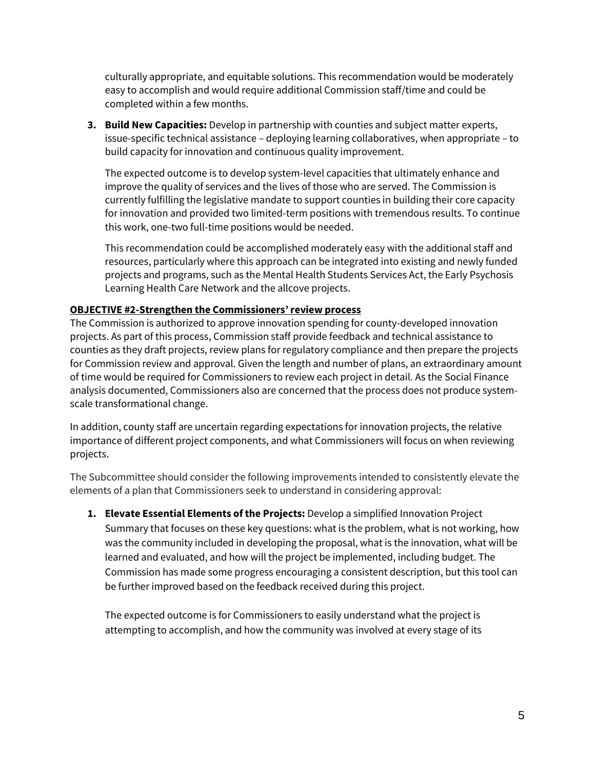culturally appropriate, and equitable solutions. This recommendation would be moderately easy to accomplish and would require additional Commission staff/time and could be completed within a few months.

3. **Build New Capacities:** Develop in partnership with counties and subject matter experts, issue-specific technical assistance – deploying learning collaboratives, when appropriate – to build capacity for innovation and continuous quality improvement.

   The expected outcome is to develop system-level capacities that ultimately enhance and improve the quality of services and the lives of those who are served. The Commission is currently fulfilling the legislative mandate to support counties in building their core capacity for innovation and provided two limited-term positions with tremendous results. To continue this work, one-two full-time positions would be needed.

   This recommendation could be accomplished moderately easy with the additional staff and resources, particularly where this approach can be integrated into existing and newly funded projects and programs, such as the Mental Health Students Services Act, the Early Psychosis Learning Health Care Network and the allcove projects.

**OBJECTIVE #2-Strengthen the Commissioners' review process**

The Commission is authorized to approve innovation spending for county-developed innovation projects. As part of this process, Commission staff provide feedback and technical assistance to counties as they draft projects, review plans for regulatory compliance and then prepare the projects for Commission review and approval. Given the length and number of plans, an extraordinary amount of time would be required for Commissioners to review each project in detail. As the Social Finance analysis documented, Commissioners also are concerned that the process does not produce system-scale transformational change.

In addition, county staff are uncertain regarding expectations for innovation projects, the relative importance of different project components, and what Commissioners will focus on when reviewing projects.

The Subcommittee should consider the following improvements intended to consistently elevate the elements of a plan that Commissioners seek to understand in considering approval:

1. **Elevate Essential Elements of the Projects:** Develop a simplified Innovation Project Summary that focuses on these key questions: what is the problem, what is not working, how was the community included in developing the proposal, what is the innovation, what will be learned and evaluated, and how will the project be implemented, including budget. The Commission has made some progress encouraging a consistent description, but this tool can be further improved based on the feedback received during this project.

   The expected outcome is for Commissioners to easily understand what the project is attempting to accomplish, and how the community was involved at every stage of its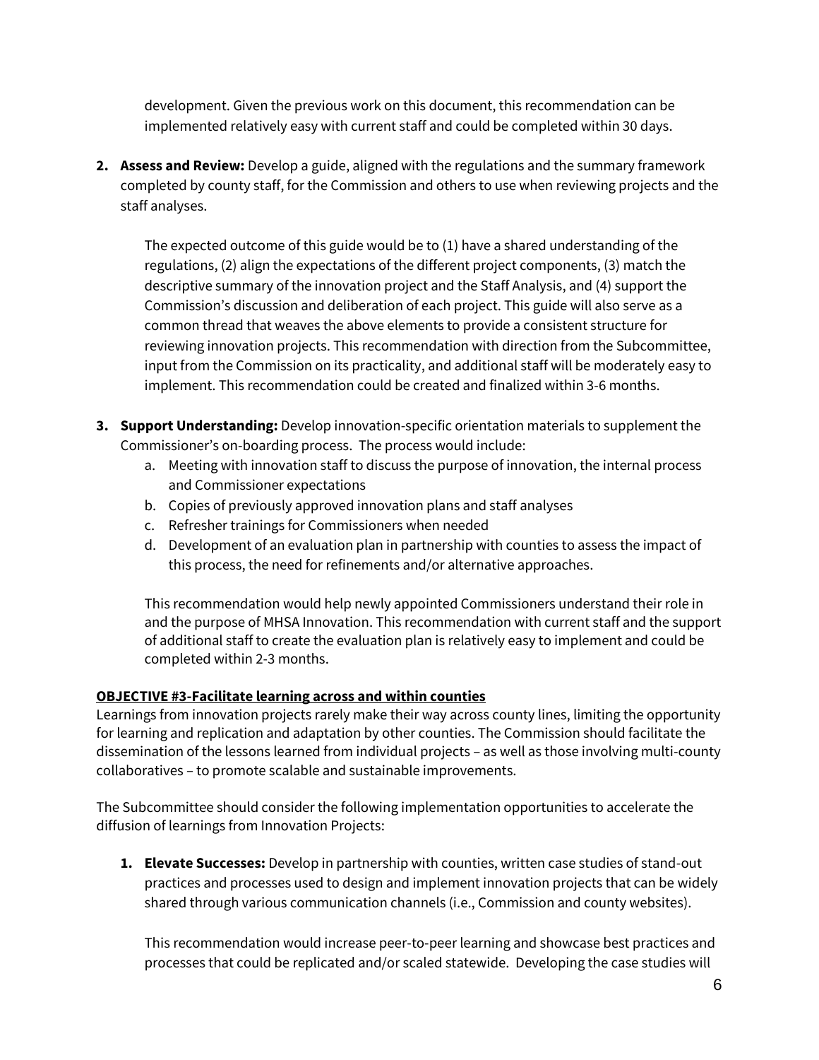development. Given the previous work on this document, this recommendation can be implemented relatively easy with current staff and could be completed within 30 days.

2. **Assess and Review:** Develop a guide, aligned with the regulations and the summary framework completed by county staff, for the Commission and others to use when reviewing projects and the staff analyses.

   The expected outcome of this guide would be to (1) have a shared understanding of the regulations, (2) align the expectations of the different project components, (3) match the descriptive summary of the innovation project and the Staff Analysis, and (4) support the Commission's discussion and deliberation of each project. This guide will also serve as a common thread that weaves the above elements to provide a consistent structure for reviewing innovation projects. This recommendation with direction from the Subcommittee, input from the Commission on its practicality, and additional staff will be moderately easy to implement. This recommendation could be created and finalized within 3-6 months.

3. **Support Understanding:** Develop innovation-specific orientation materials to supplement the Commissioner's on-boarding process. The process would include:
   a. Meeting with innovation staff to discuss the purpose of innovation, the internal process and Commissioner expectations
   b. Copies of previously approved innovation plans and staff analyses
   c. Refresher trainings for Commissioners when needed
   d. Development of an evaluation plan in partnership with counties to assess the impact of this process, the need for refinements and/or alternative approaches.

   This recommendation would help newly appointed Commissioners understand their role in and the purpose of MHSA Innovation. This recommendation with current staff and the support of additional staff to create the evaluation plan is relatively easy to implement and could be completed within 2-3 months.

**OBJECTIVE #3-Facilitate learning across and within counties**

Learnings from innovation projects rarely make their way across county lines, limiting the opportunity for learning and replication and adaptation by other counties. The Commission should facilitate the dissemination of the lessons learned from individual projects – as well as those involving multi-county collaboratives – to promote scalable and sustainable improvements.

The Subcommittee should consider the following implementation opportunities to accelerate the diffusion of learnings from Innovation Projects:

1. **Elevate Successes:** Develop in partnership with counties, written case studies of stand-out practices and processes used to design and implement innovation projects that can be widely shared through various communication channels (i.e., Commission and county websites).

   This recommendation would increase peer-to-peer learning and showcase best practices and processes that could be replicated and/or scaled statewide. Developing the case studies will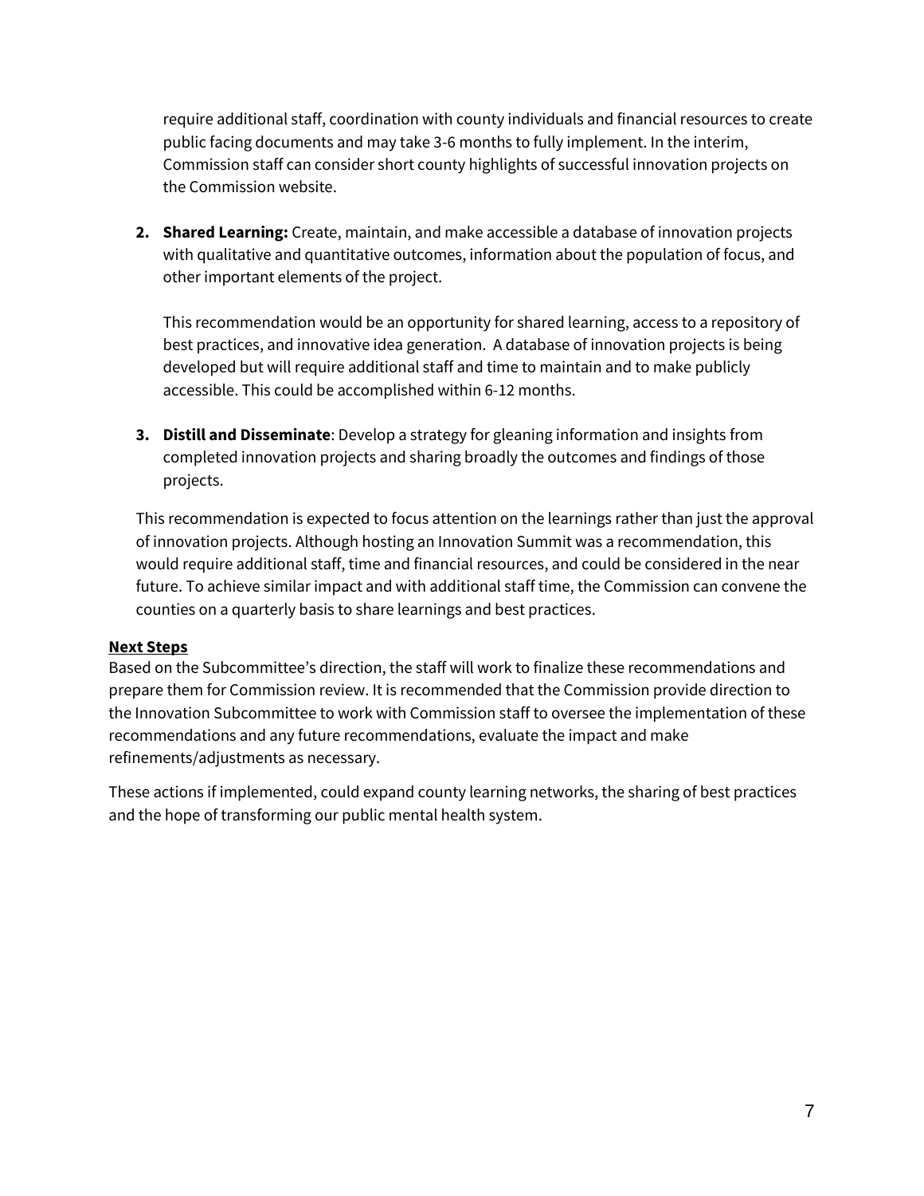require additional staff, coordination with county individuals and financial resources to create public facing documents and may take 3-6 months to fully implement. In the interim, Commission staff can consider short county highlights of successful innovation projects on the Commission website.

2. **Shared Learning:** Create, maintain, and make accessible a database of innovation projects with qualitative and quantitative outcomes, information about the population of focus, and other important elements of the project.

   This recommendation would be an opportunity for shared learning, access to a repository of best practices, and innovative idea generation. A database of innovation projects is being developed but will require additional staff and time to maintain and to make publicly accessible. This could be accomplished within 6-12 months.

3. **Distill and Disseminate**: Develop a strategy for gleaning information and insights from completed innovation projects and sharing broadly the outcomes and findings of those projects.

This recommendation is expected to focus attention on the learnings rather than just the approval of innovation projects. Although hosting an Innovation Summit was a recommendation, this would require additional staff, time and financial resources, and could be considered in the near future. To achieve similar impact and with additional staff time, the Commission can convene the counties on a quarterly basis to share learnings and best practices.

**Next Steps**

Based on the Subcommittee's direction, the staff will work to finalize these recommendations and prepare them for Commission review. It is recommended that the Commission provide direction to the Innovation Subcommittee to work with Commission staff to oversee the implementation of these recommendations and any future recommendations, evaluate the impact and make refinements/adjustments as necessary.

These actions if implemented, could expand county learning networks, the sharing of best practices and the hope of transforming our public mental health system.